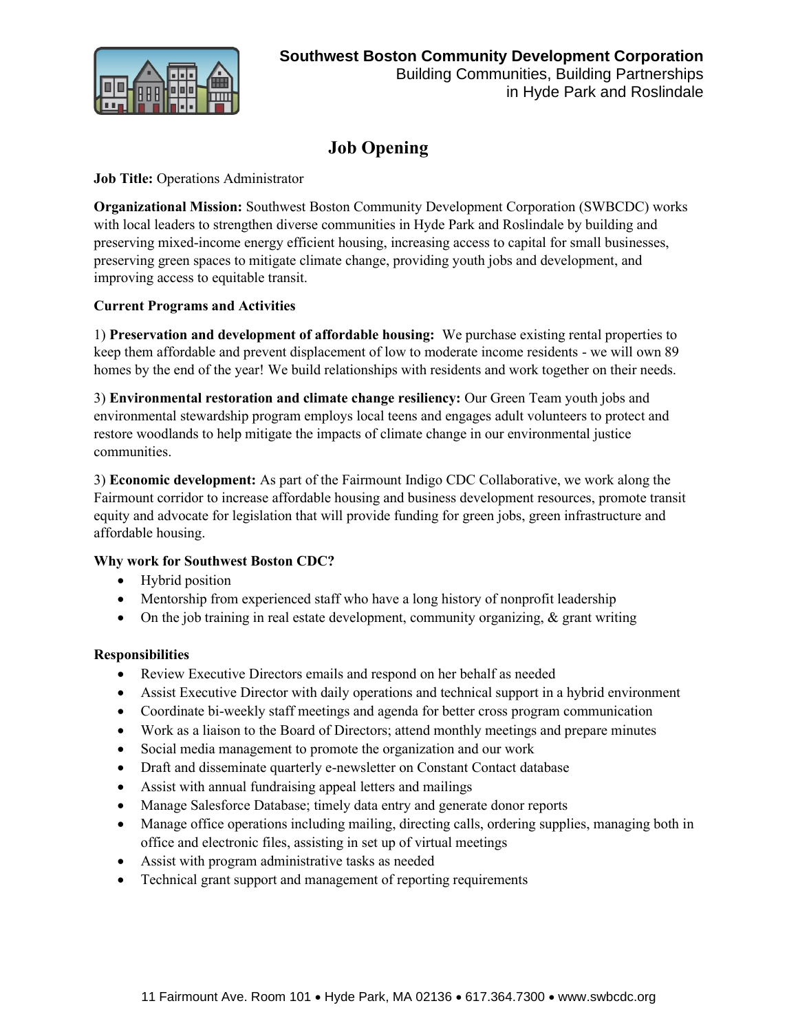**Southwest Boston Community Development Corporation**
Building Communities, Building Partnerships
in Hyde Park and Roslindale

# Job Opening

**Job Title:** Operations Administrator

**Organizational Mission:** Southwest Boston Community Development Corporation (SWBCDC) works with local leaders to strengthen diverse communities in Hyde Park and Roslindale by building and preserving mixed-income energy efficient housing, increasing access to capital for small businesses, preserving green spaces to mitigate climate change, providing youth jobs and development, and improving access to equitable transit.

**Current Programs and Activities**

1) **Preservation and development of affordable housing:** We purchase existing rental properties to keep them affordable and prevent displacement of low to moderate income residents - we will own 89 homes by the end of the year! We build relationships with residents and work together on their needs.

3) **Environmental restoration and climate change resiliency:** Our Green Team youth jobs and environmental stewardship program employs local teens and engages adult volunteers to protect and restore woodlands to help mitigate the impacts of climate change in our environmental justice communities.

3) **Economic development:** As part of the Fairmount Indigo CDC Collaborative, we work along the Fairmount corridor to increase affordable housing and business development resources, promote transit equity and advocate for legislation that will provide funding for green jobs, green infrastructure and affordable housing.

**Why work for Southwest Boston CDC?**

- Hybrid position
- Mentorship from experienced staff who have a long history of nonprofit leadership
- On the job training in real estate development, community organizing, & grant writing

**Responsibilities**

- Review Executive Directors emails and respond on her behalf as needed
- Assist Executive Director with daily operations and technical support in a hybrid environment
- Coordinate bi-weekly staff meetings and agenda for better cross program communication
- Work as a liaison to the Board of Directors; attend monthly meetings and prepare minutes
- Social media management to promote the organization and our work
- Draft and disseminate quarterly e-newsletter on Constant Contact database
- Assist with annual fundraising appeal letters and mailings
- Manage Salesforce Database; timely data entry and generate donor reports
- Manage office operations including mailing, directing calls, ordering supplies, managing both in office and electronic files, assisting in set up of virtual meetings
- Assist with program administrative tasks as needed
- Technical grant support and management of reporting requirements

11 Fairmount Ave. Room 101 • Hyde Park, MA 02136 • 617.364.7300 • www.swbcdc.org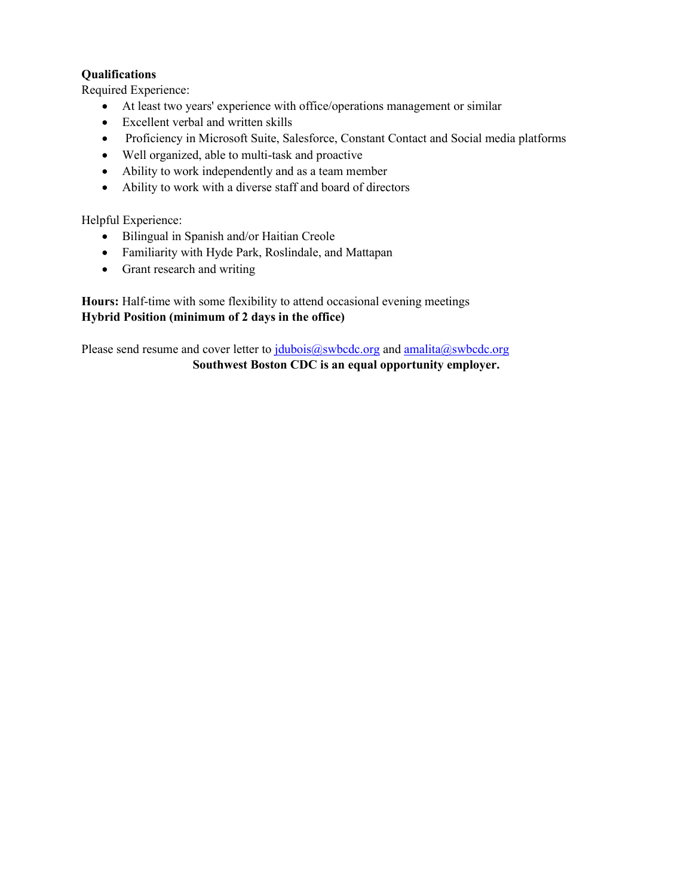**Qualifications**

Required Experience:

- At least two years' experience with office/operations management or similar
- Excellent verbal and written skills
- Proficiency in Microsoft Suite, Salesforce, Constant Contact and Social media platforms
- Well organized, able to multi-task and proactive
- Ability to work independently and as a team member
- Ability to work with a diverse staff and board of directors

Helpful Experience:

- Bilingual in Spanish and/or Haitian Creole
- Familiarity with Hyde Park, Roslindale, and Mattapan
- Grant research and writing

**Hours:** Half-time with some flexibility to attend occasional evening meetings
**Hybrid Position (minimum of 2 days in the office)**

Please send resume and cover letter to jdubois@swbcdc.org and amalita@swbcdc.org

**Southwest Boston CDC is an equal opportunity employer.**